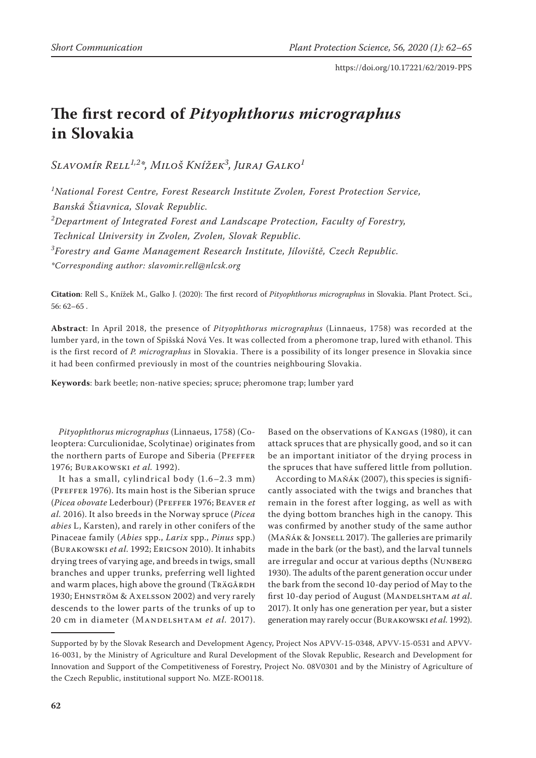# The first record of *Pityophthorus micrographus* in Slovakia

*Slavomír Rell[1,2]\*, Miloš Knížek[3], Juraj Galko[1]*

[1]*National Forest Centre, Forest Research Institute Zvolen, Forest Protection Service, Banská Štiavnica, Slovak Republic.*

[2]*Department of Integrated Forest and Landscape Protection, Faculty of Forestry, Technical University in Zvolen, Zvolen, Slovak Republic.*

[3]*Forestry and Game Management Research Institute, Jíloviště, Czech Republic.*

*\*Corresponding author: slavomir.rell@nlcsk.org*

**Citation**: Rell S., Knížek M., Galko J. (2020): The first record of *Pityophthorus micrographus* in Slovakia. Plant Protect. Sci., 56: 62–65 .

**Abstract**: In April 2018, the presence of *Pityophthorus micrographus* (Linnaeus, 1758) was recorded at the lumber yard, in the town of Spišská Nová Ves. It was collected from a pheromone trap, lured with ethanol. This is the first record of *P. micrographus* in Slovakia. There is a possibility of its longer presence in Slovakia since it had been confirmed previously in most of the countries neighbouring Slovakia.

**Keywords**: bark beetle; non-native species; spruce; pheromone trap; lumber yard

*Pityophthorus micrographus* (Linnaeus, 1758) (Coleoptera: Curculionidae, Scolytinae) originates from the northern parts of Europe and Siberia (Pfeffer 1976; Burakowski *et al.* 1992).

It has a small, cylindrical body (1.6–2.3 mm) (Pfeffer 1976). Its main host is the Siberian spruce (*Picea obovate* Lederbour) (Pfeffer 1976; Beaver *et al.* 2016). It also breeds in the Norway spruce (*Picea abies* L, Karsten), and rarely in other conifers of the Pinaceae family (*Abies* spp., *Larix* spp., *Pinus* spp.) (Burakowski *et al.* 1992; Ericson 2010). It inhabits drying trees of varying age, and breeds in twigs, small branches and upper trunks, preferring well lighted and warm places, high above the ground (Trägårdh 1930; Ehnström & Axelsson 2002) and very rarely descends to the lower parts of the trunks of up to 20 cm in diameter (Mandelshtam *et al.* 2017). Based on the observations of Kangas (1980), it can attack spruces that are physically good, and so it can be an important initiator of the drying process in the spruces that have suffered little from pollution.

According to Maňák (2007), this species is significantly associated with the twigs and branches that remain in the forest after logging, as well as with the dying bottom branches high in the canopy. This was confirmed by another study of the same author (Maňák & Jonsell 2017). The galleries are primarily made in the bark (or the bast), and the larval tunnels are irregular and occur at various depths (Nunberg 1930). The adults of the parent generation occur under the bark from the second 10-day period of May to the first 10-day period of August (Mandelshtam *at al.* 2017). It only has one generation per year, but a sister generation may rarely occur (Burakowski *et al.* 1992).

Supported by by the Slovak Research and Development Agency, Project Nos APVV-15-0348, APVV-15-0531 and APVV-16-0031, by the Ministry of Agriculture and Rural Development of the Slovak Republic, Research and Development for Innovation and Support of the Competitiveness of Forestry, Project No. 08V0301 and by the Ministry of Agriculture of the Czech Republic, institutional support No. MZE-RO0118.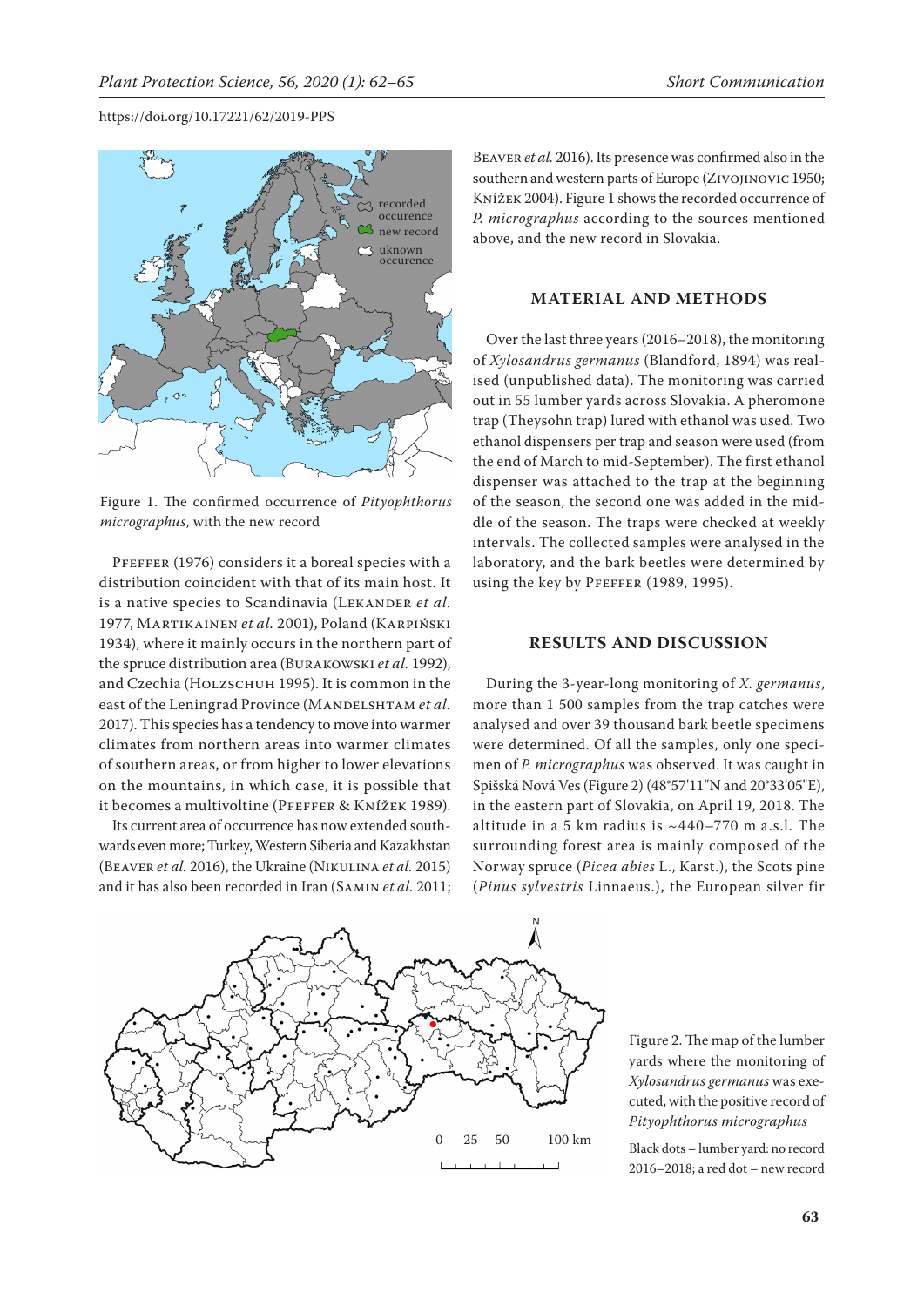Figure 1. The confirmed occurrence of *Pityophthorus micrographus*, with the new record

Pfeffer (1976) considers it a boreal species with a distribution coincident with that of its main host. It is a native species to Scandinavia (Lekander *et al.* 1977, Martikainen *et al.* 2001), Poland (Karpiński 1934), where it mainly occurs in the northern part of the spruce distribution area (Burakowski *et al.* 1992), and Czechia (Holzschuh 1995). It is common in the east of the Leningrad Province (Mandelshtam *et al.* 2017). This species has a tendency to move into warmer climates from northern areas into warmer climates of southern areas, or from higher to lower elevations on the mountains, in which case, it is possible that it becomes a multivoltine (Pfeffer & Knížek 1989).

Its current area of occurrence has now extended southwards even more; Turkey, Western Siberia and Kazakhstan (Beaver *et al.* 2016), the Ukraine (Nikulina *et al.* 2015) and it has also been recorded in Iran (Samin *et al.* 2011; Beaver *et al.* 2016). Its presence was confirmed also in the southern and western parts of Europe (Zivojinovic 1950; Knížek 2004). Figure 1 shows the recorded occurrence of *P. micrographus* according to the sources mentioned above, and the new record in Slovakia.

## MATERIAL AND METHODS

Over the last three years (2016–2018), the monitoring of *Xylosandrus germanus* (Blandford, 1894) was realised (unpublished data). The monitoring was carried out in 55 lumber yards across Slovakia. A pheromone trap (Theysohn trap) lured with ethanol was used. Two ethanol dispensers per trap and season were used (from the end of March to mid-September). The first ethanol dispenser was attached to the trap at the beginning of the season, the second one was added in the middle of the season. The traps were checked at weekly intervals. The collected samples were analysed in the laboratory, and the bark beetles were determined by using the key by Pfeffer (1989, 1995).

## RESULTS AND DISCUSSION

During the 3-year-long monitoring of *X. germanus*, more than 1 500 samples from the trap catches were analysed and over 39 thousand bark beetle specimens were determined. Of all the samples, only one specimen of *P. micrographus* was observed. It was caught in Spišská Nová Ves (Figure 2) (48°57'11"N and 20°33'05"E), in the eastern part of Slovakia, on April 19, 2018. The altitude in a 5 km radius is ~440–770 m a.s.l. The surrounding forest area is mainly composed of the Norway spruce (*Picea abies* L., Karst.), the Scots pine (*Pinus sylvestris* Linnaeus.), the European silver fir

Figure 2. The map of the lumber yards where the monitoring of *Xylosandrus germanus* was executed, with the positive record of *Pityophthorus micrographus*

Black dots – lumber yard: no record 2016–2018; a red dot – new record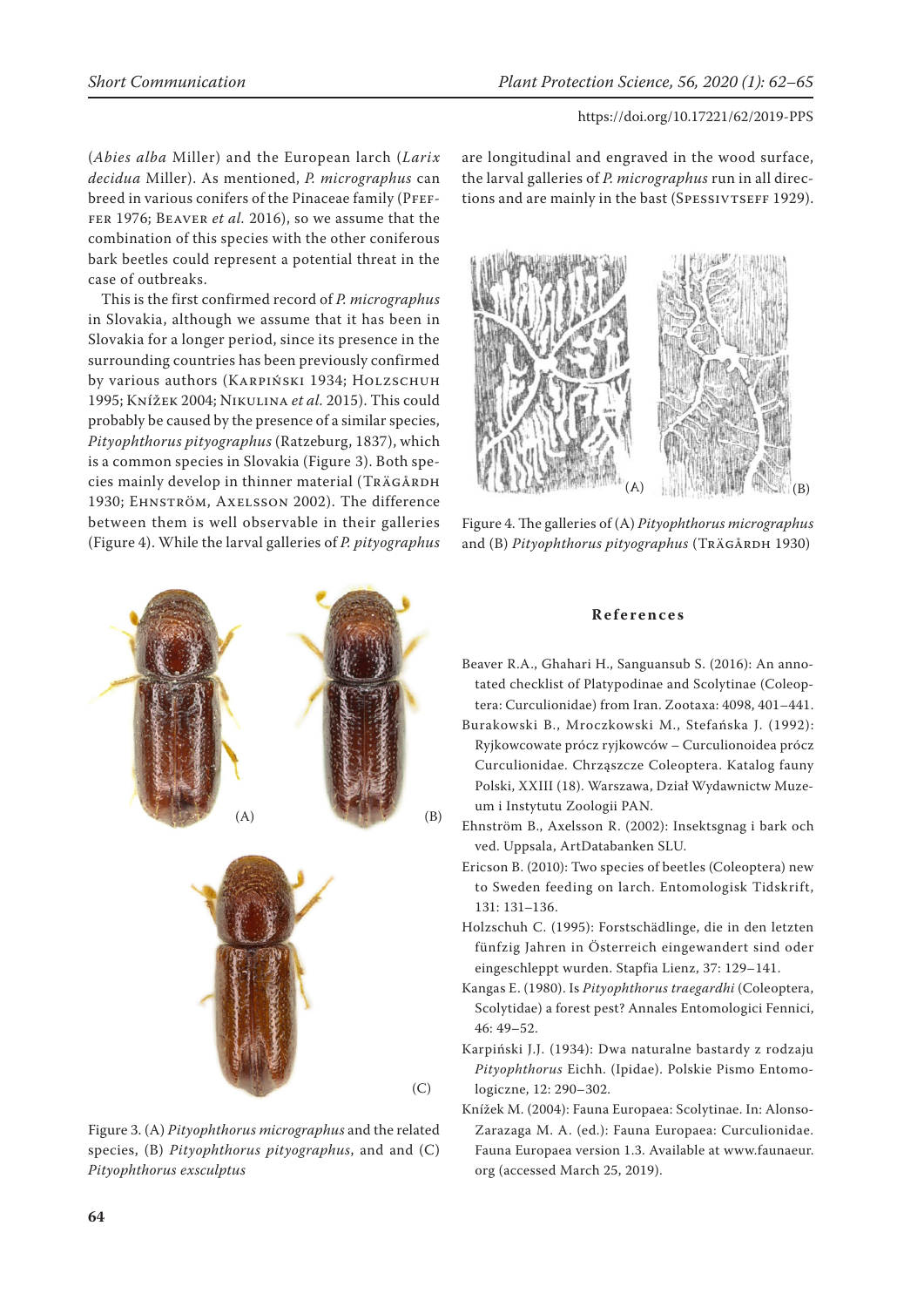(*Abies alba* Miller) and the European larch (*Larix decidua* Miller). As mentioned, *P. micrographus* can breed in various conifers of the Pinaceae family (Pfeffer 1976; Beaver *et al.* 2016), so we assume that the combination of this species with the other coniferous bark beetles could represent a potential threat in the case of outbreaks.

This is the first confirmed record of *P. micrographus* in Slovakia, although we assume that it has been in Slovakia for a longer period, since its presence in the surrounding countries has been previously confirmed by various authors (Karpiński 1934; Holzschuh 1995; Knížek 2004; Nikulina *et al.* 2015). This could probably be caused by the presence of a similar species, *Pityophthorus pityographus* (Ratzeburg, 1837), which is a common species in Slovakia (Figure 3). Both species mainly develop in thinner material (Trägårdh 1930; Ehnström, Axelsson 2002). The difference between them is well observable in their galleries (Figure 4). While the larval galleries of *P. pityographus* are longitudinal and engraved in the wood surface, the larval galleries of *P. micrographus* run in all directions and are mainly in the bast (Spessivtseff 1929).

Figure 3. (A) *Pityophthorus micrographus* and the related species, (B) *Pityophthorus pityographus*, and and (C) *Pityophthorus exsculptus*

Figure 4. The galleries of (A) *Pityophthorus micrographus* and (B) *Pityophthorus pityographus* (Trägårdh 1930)

## References

Beaver R.A., Ghahari H., Sanguansub S. (2016): An annotated checklist of Platypodinae and Scolytinae (Coleoptera: Curculionidae) from Iran. Zootaxa: 4098, 401–441.

Burakowski B., Mroczkowski M., Stefańska J. (1992): Ryjkowcowate prócz ryjkowców – Curculionoidea prócz Curculionidae. Chrząszcze Coleoptera. Katalog fauny Polski, XXIII (18). Warszawa, Dział Wydawnictw Muzeum i Instytutu Zoologii PAN.

Ehnström B., Axelsson R. (2002): Insektsgnag i bark och ved. Uppsala, ArtDatabanken SLU.

Ericson B. (2010): Two species of beetles (Coleoptera) new to Sweden feeding on larch. Entomologisk Tidskrift, 131: 131–136.

Holzschuh C. (1995): Forstschädlinge, die in den letzten fünfzig Jahren in Österreich eingewandert sind oder eingeschleppt wurden. Stapfia Lienz, 37: 129–141.

Kangas E. (1980). Is *Pityophthorus traegardhi* (Coleoptera, Scolytidae) a forest pest? Annales Entomologici Fennici, 46: 49–52.

Karpiński J.J. (1934): Dwa naturalne bastardy z rodzaju *Pityophthorus* Eichh. (Ipidae). Polskie Pismo Entomologiczne, 12: 290–302.

Knížek M. (2004): Fauna Europaea: Scolytinae. In: Alonso-Zarazaga M. A. (ed.): Fauna Europaea: Curculionidae. Fauna Europaea version 1.3. Available at www.faunaeur.org (accessed March 25, 2019).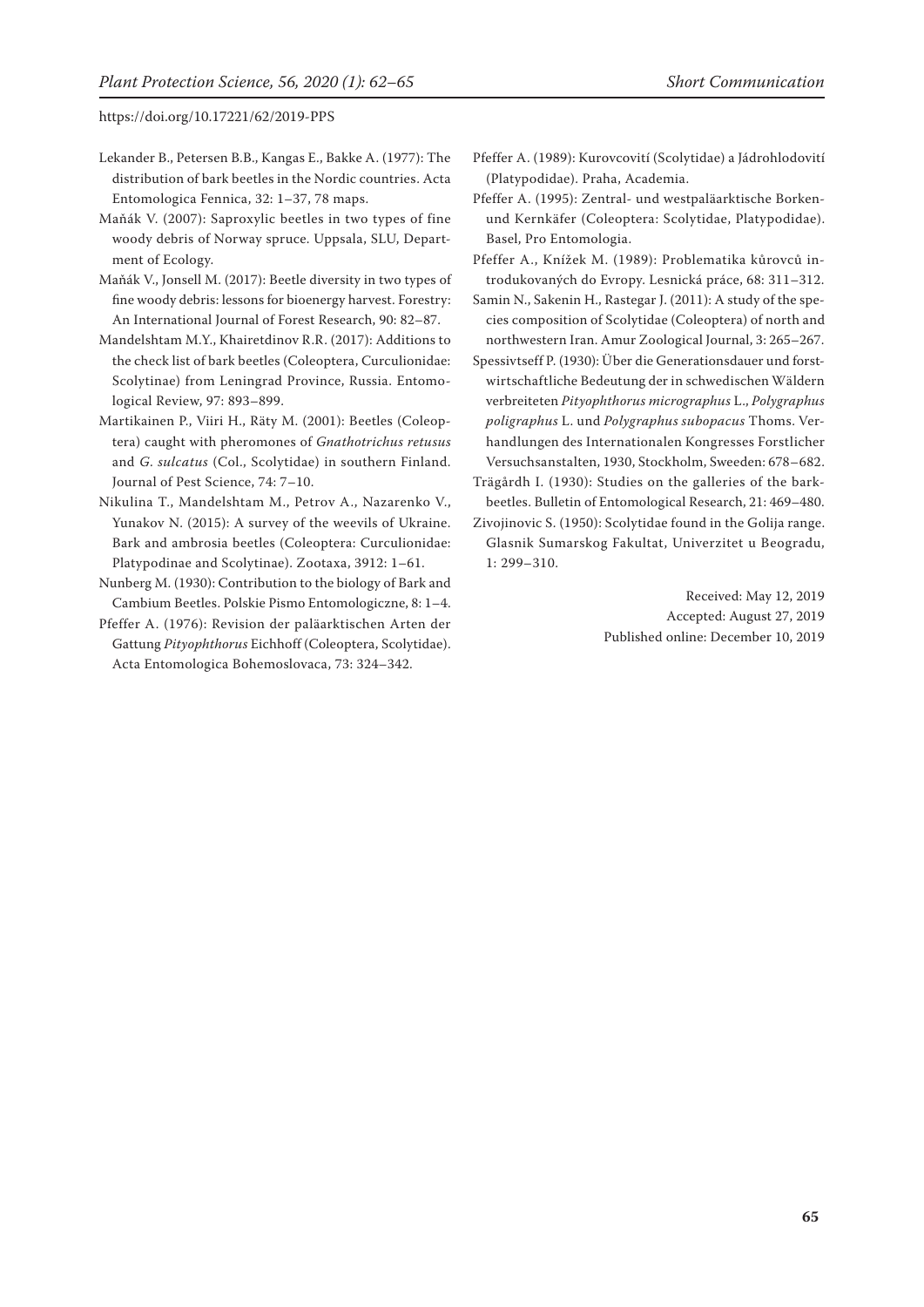Lekander B., Petersen B.B., Kangas E., Bakke A. (1977): The distribution of bark beetles in the Nordic countries. Acta Entomologica Fennica, 32: 1–37, 78 maps.

Maňák V. (2007): Saproxylic beetles in two types of fine woody debris of Norway spruce. Uppsala, SLU, Department of Ecology.

Maňák V., Jonsell M. (2017): Beetle diversity in two types of fine woody debris: lessons for bioenergy harvest. Forestry: An International Journal of Forest Research, 90: 82–87.

Mandelshtam M.Y., Khairetdinov R.R. (2017): Additions to the check list of bark beetles (Coleoptera, Curculionidae: Scolytinae) from Leningrad Province, Russia. Entomological Review, 97: 893–899.

Martikainen P., Viiri H., Räty M. (2001): Beetles (Coleoptera) caught with pheromones of *Gnathotrichus retusus* and *G. sulcatus* (Col., Scolytidae) in southern Finland. Journal of Pest Science, 74: 7–10.

Nikulina T., Mandelshtam M., Petrov A., Nazarenko V., Yunakov N. (2015): A survey of the weevils of Ukraine. Bark and ambrosia beetles (Coleoptera: Curculionidae: Platypodinae and Scolytinae). Zootaxa, 3912: 1–61.

Nunberg M. (1930): Contribution to the biology of Bark and Cambium Beetles. Polskie Pismo Entomologiczne, 8: 1–4.

Pfeffer A. (1976): Revision der paläarktischen Arten der Gattung *Pityophthorus* Eichhoff (Coleoptera, Scolytidae). Acta Entomologica Bohemoslovaca, 73: 324–342.

Pfeffer A. (1989): Kurovcovití (Scolytidae) a Jádrohlodovití (Platypodidae). Praha, Academia.

Pfeffer A. (1995): Zentral- und westpaläarktische Borken- und Kernkäfer (Coleoptera: Scolytidae, Platypodidae). Basel, Pro Entomologia.

Pfeffer A., Knížek M. (1989): Problematika kůrovců introdukovaných do Evropy. Lesnická práce, 68: 311–312.

Samin N., Sakenin H., Rastegar J. (2011): A study of the species composition of Scolytidae (Coleoptera) of north and northwestern Iran. Amur Zoological Journal, 3: 265–267.

Spessivtseff P. (1930): Über die Generationsdauer und forstwirtschaftliche Bedeutung der in schwedischen Wäldern verbreiteten *Pityophthorus micrographus* L., *Polygraphus poligraphus* L. und *Polygraphus subopacus* Thoms. Verhandlungen des Internationalen Kongresses Forstlicher Versuchsanstalten, 1930, Stockholm, Sweeden: 678–682.

Trägårdh I. (1930): Studies on the galleries of the bark-beetles. Bulletin of Entomological Research, 21: 469–480.

Zivojinovic S. (1950): Scolytidae found in the Golija range. Glasnik Sumarskog Fakultat, Univerzitet u Beogradu, 1: 299–310.

Received: May 12, 2019
Accepted: August 27, 2019
Published online: December 10, 2019